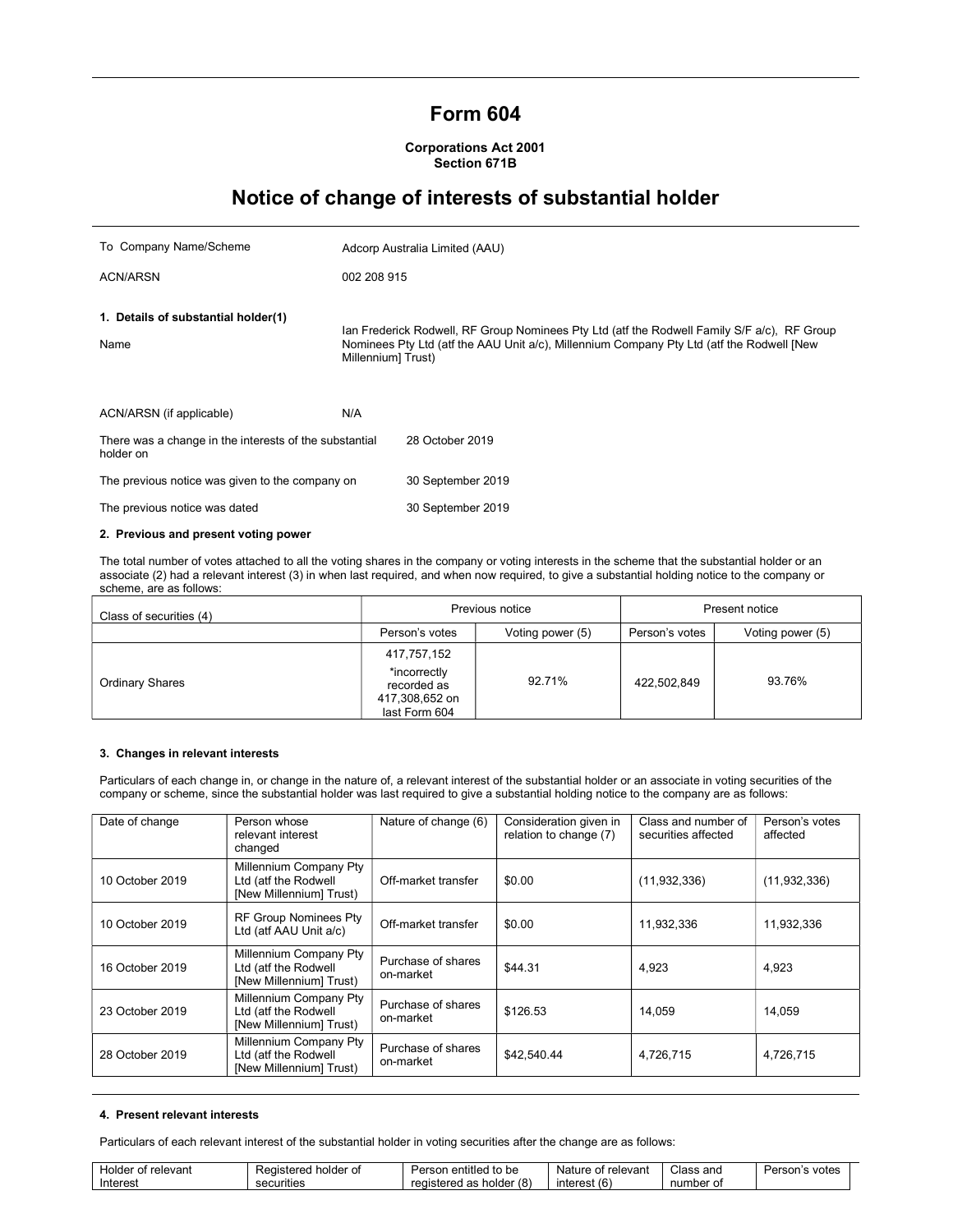# Form 604

**Corporations Act 2001**
**Section 671B**

## Notice of change of interests of substantial holder

| | |
|---|---|
| To Company Name/Scheme | Adcorp Australia Limited (AAU) |
| ACN/ARSN | 002 208 915 |

**1. Details of substantial holder(1)**

| | |
|---|---|
| Name | Ian Frederick Rodwell, RF Group Nominees Pty Ltd (atf the Rodwell Family S/F a/c), RF Group Nominees Pty Ltd (atf the AAU Unit a/c), Millennium Company Pty Ltd (atf the Rodwell [New Millennium] Trust) |
| ACN/ARSN (if applicable) | N/A |
| There was a change in the interests of the substantial holder on | 28 October 2019 |
| The previous notice was given to the company on | 30 September 2019 |
| The previous notice was dated | 30 September 2019 |

**2. Previous and present voting power**

The total number of votes attached to all the voting shares in the company or voting interests in the scheme that the substantial holder or an associate (2) had a relevant interest (3) in when last required, and when now required, to give a substantial holding notice to the company or scheme, are as follows:

| Class of securities (4) | Previous notice | | Present notice | |
|---|---|---|---|---|
| | Person's votes | Voting power (5) | Person's votes | Voting power (5) |
| Ordinary Shares | 417,757,152 *incorrectly recorded as 417,308,652 on last Form 604 | 92.71% | 422,502,849 | 93.76% |

**3. Changes in relevant interests**

Particulars of each change in, or change in the nature of, a relevant interest of the substantial holder or an associate in voting securities of the company or scheme, since the substantial holder was last required to give a substantial holding notice to the company are as follows:

| Date of change | Person whose relevant interest changed | Nature of change (6) | Consideration given in relation to change (7) | Class and number of securities affected | Person's votes affected |
|---|---|---|---|---|---|
| 10 October 2019 | Millennium Company Pty Ltd (atf the Rodwell [New Millennium] Trust) | Off-market transfer | $0.00 | (11,932,336) | (11,932,336) |
| 10 October 2019 | RF Group Nominees Pty Ltd (atf AAU Unit a/c) | Off-market transfer | $0.00 | 11,932,336 | 11,932,336 |
| 16 October 2019 | Millennium Company Pty Ltd (atf the Rodwell [New Millennium] Trust) | Purchase of shares on-market | $44.31 | 4,923 | 4,923 |
| 23 October 2019 | Millennium Company Pty Ltd (atf the Rodwell [New Millennium] Trust) | Purchase of shares on-market | $126.53 | 14,059 | 14,059 |
| 28 October 2019 | Millennium Company Pty Ltd (atf the Rodwell [New Millennium] Trust) | Purchase of shares on-market | $42,540.44 | 4,726,715 | 4,726,715 |

**4. Present relevant interests**

Particulars of each relevant interest of the substantial holder in voting securities after the change are as follows:

| Holder of relevant Interest | Registered holder of securities | Person entitled to be registered as holder (8) | Nature of relevant interest (6) | Class and number of | Person's votes |
|---|---|---|---|---|---|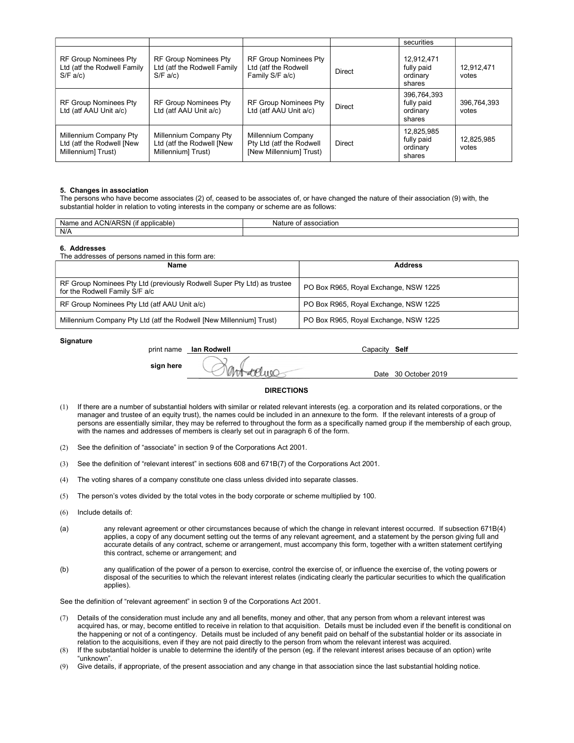| | | | | | |
|---|---|---|---|---|---|
| | | | | securities | |
| RF Group Nominees Pty Ltd (atf the Rodwell Family S/F a/c) | RF Group Nominees Pty Ltd (atf the Rodwell Family S/F a/c) | RF Group Nominees Pty Ltd (atf the Rodwell Family S/F a/c) | Direct | 12,912,471 fully paid ordinary shares | 12,912,471 votes |
| RF Group Nominees Pty Ltd (atf AAU Unit a/c) | RF Group Nominees Pty Ltd (atf AAU Unit a/c) | RF Group Nominees Pty Ltd (atf AAU Unit a/c) | Direct | 396,764,393 fully paid ordinary shares | 396,764,393 votes |
| Millennium Company Pty Ltd (atf the Rodwell [New Millennium] Trust) | Millennium Company Pty Ltd (atf the Rodwell [New Millennium] Trust) | Millennium Company Pty Ltd (atf the Rodwell [New Millennium] Trust) | Direct | 12,825,985 fully paid ordinary shares | 12,825,985 votes |

**5. Changes in association**

The persons who have become associates (2) of, ceased to be associates of, or have changed the nature of their association (9) with, the substantial holder in relation to voting interests in the company or scheme are as follows:

| Name and ACN/ARSN (if applicable) | Nature of association |
|---|---|
| N/A | |

**6. Addresses**

The addresses of persons named in this form are:

| Name | Address |
|---|---|
| RF Group Nominees Pty Ltd (previously Rodwell Super Pty Ltd) as trustee for the Rodwell Family S/F a/c | PO Box R965, Royal Exchange, NSW 1225 |
| RF Group Nominees Pty Ltd (atf AAU Unit a/c) | PO Box R965, Royal Exchange, NSW 1225 |
| Millennium Company Pty Ltd (atf the Rodwell [New Millennium] Trust) | PO Box R965, Royal Exchange, NSW 1225 |

**Signature**

print name **Ian Rodwell** Capacity **Self**

**sign here** Date 30 October 2019

**DIRECTIONS**

(1) If there are a number of substantial holders with similar or related relevant interests (eg. a corporation and its related corporations, or the manager and trustee of an equity trust), the names could be included in an annexure to the form. If the relevant interests of a group of persons are essentially similar, they may be referred to throughout the form as a specifically named group if the membership of each group, with the names and addresses of members is clearly set out in paragraph 6 of the form.

(2) See the definition of "associate" in section 9 of the Corporations Act 2001.

(3) See the definition of "relevant interest" in sections 608 and 671B(7) of the Corporations Act 2001.

(4) The voting shares of a company constitute one class unless divided into separate classes.

(5) The person's votes divided by the total votes in the body corporate or scheme multiplied by 100.

(6) Include details of:

(a) any relevant agreement or other circumstances because of which the change in relevant interest occurred. If subsection 671B(4) applies, a copy of any document setting out the terms of any relevant agreement, and a statement by the person giving full and accurate details of any contract, scheme or arrangement, must accompany this form, together with a written statement certifying this contract, scheme or arrangement; and

(b) any qualification of the power of a person to exercise, control the exercise of, or influence the exercise of, the voting powers or disposal of the securities to which the relevant interest relates (indicating clearly the particular securities to which the qualification applies).

See the definition of "relevant agreement" in section 9 of the Corporations Act 2001.

(7) Details of the consideration must include any and all benefits, money and other, that any person from whom a relevant interest was acquired has, or may, become entitled to receive in relation to that acquisition. Details must be included even if the benefit is conditional on the happening or not of a contingency. Details must be included of any benefit paid on behalf of the substantial holder or its associate in relation to the acquisitions, even if they are not paid directly to the person from whom the relevant interest was acquired.

(8) If the substantial holder is unable to determine the identify of the person (eg. if the relevant interest arises because of an option) write "unknown".

(9) Give details, if appropriate, of the present association and any change in that association since the last substantial holding notice.